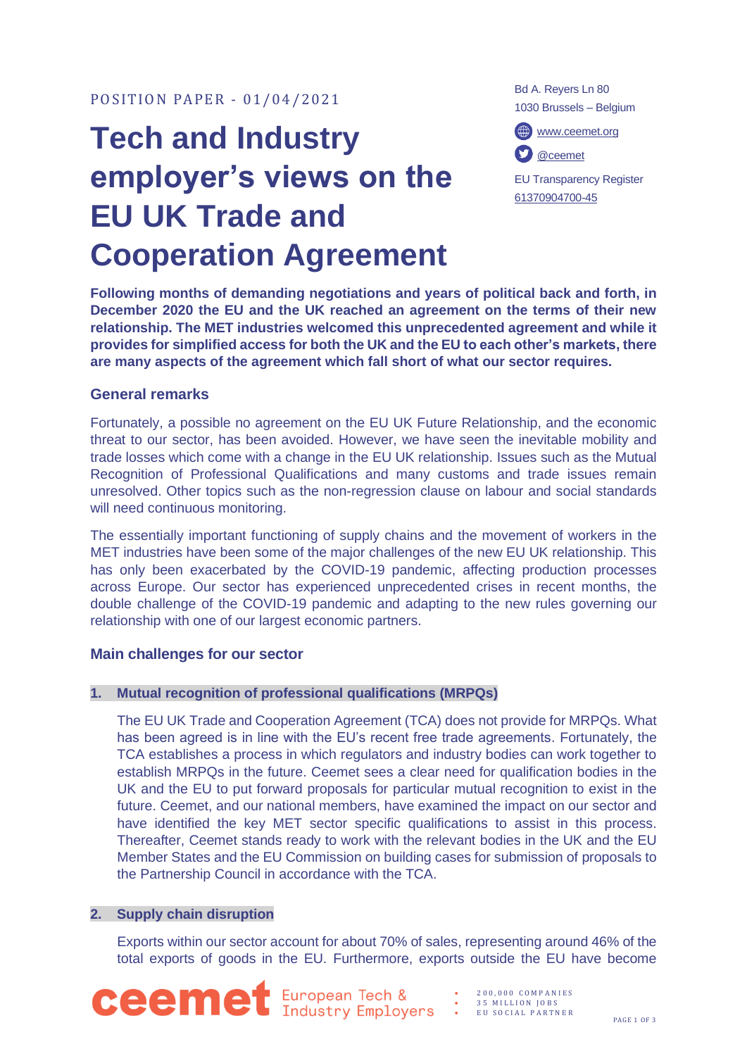POSITION PAPER - 01/04/2021

# Tech and Industry employer's views on the EU UK Trade and Cooperation Agreement

Bd A. Reyers Ln 80
1030 Brussels – Belgium

www.ceemet.org

@ceemet

EU Transparency Register
61370904700-45

**Following months of demanding negotiations and years of political back and forth, in December 2020 the EU and the UK reached an agreement on the terms of their new relationship. The MET industries welcomed this unprecedented agreement and while it provides for simplified access for both the UK and the EU to each other's markets, there are many aspects of the agreement which fall short of what our sector requires.**

## General remarks

Fortunately, a possible no agreement on the EU UK Future Relationship, and the economic threat to our sector, has been avoided. However, we have seen the inevitable mobility and trade losses which come with a change in the EU UK relationship. Issues such as the Mutual Recognition of Professional Qualifications and many customs and trade issues remain unresolved. Other topics such as the non-regression clause on labour and social standards will need continuous monitoring.

The essentially important functioning of supply chains and the movement of workers in the MET industries have been some of the major challenges of the new EU UK relationship. This has only been exacerbated by the COVID-19 pandemic, affecting production processes across Europe. Our sector has experienced unprecedented crises in recent months, the double challenge of the COVID-19 pandemic and adapting to the new rules governing our relationship with one of our largest economic partners.

## Main challenges for our sector

### 1. Mutual recognition of professional qualifications (MRPQs)

The EU UK Trade and Cooperation Agreement (TCA) does not provide for MRPQs. What has been agreed is in line with the EU's recent free trade agreements. Fortunately, the TCA establishes a process in which regulators and industry bodies can work together to establish MRPQs in the future. Ceemet sees a clear need for qualification bodies in the UK and the EU to put forward proposals for particular mutual recognition to exist in the future. Ceemet, and our national members, have examined the impact on our sector and have identified the key MET sector specific qualifications to assist in this process. Thereafter, Ceemet stands ready to work with the relevant bodies in the UK and the EU Member States and the EU Commission on building cases for submission of proposals to the Partnership Council in accordance with the TCA.

### 2. Supply chain disruption

Exports within our sector account for about 70% of sales, representing around 46% of the total exports of goods in the EU. Furthermore, exports outside the EU have become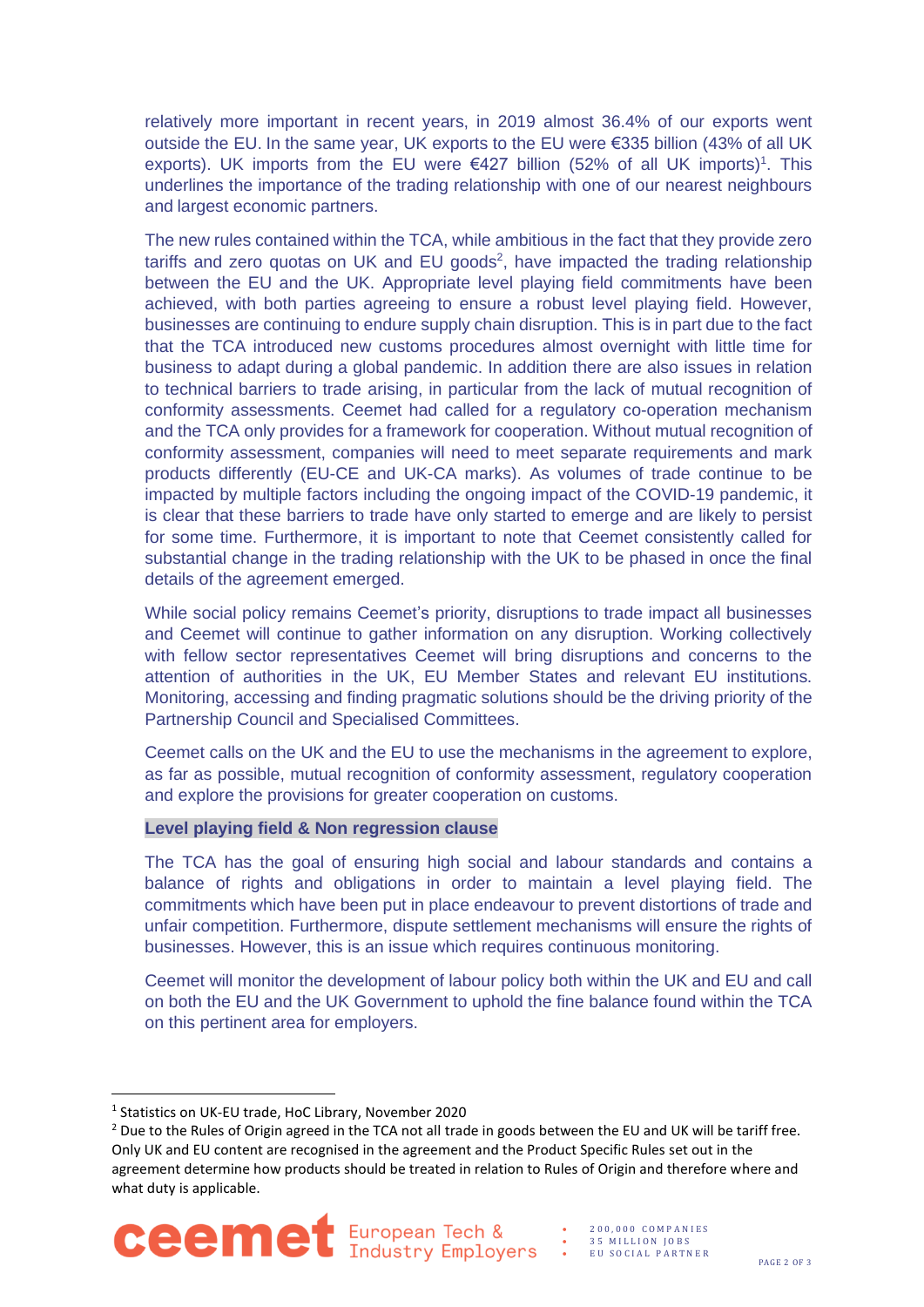relatively more important in recent years, in 2019 almost 36.4% of our exports went outside the EU. In the same year, UK exports to the EU were €335 billion (43% of all UK exports). UK imports from the EU were €427 billion (52% of all UK imports)[1]. This underlines the importance of the trading relationship with one of our nearest neighbours and largest economic partners.

The new rules contained within the TCA, while ambitious in the fact that they provide zero tariffs and zero quotas on UK and EU goods[2], have impacted the trading relationship between the EU and the UK. Appropriate level playing field commitments have been achieved, with both parties agreeing to ensure a robust level playing field. However, businesses are continuing to endure supply chain disruption. This is in part due to the fact that the TCA introduced new customs procedures almost overnight with little time for business to adapt during a global pandemic. In addition there are also issues in relation to technical barriers to trade arising, in particular from the lack of mutual recognition of conformity assessments. Ceemet had called for a regulatory co-operation mechanism and the TCA only provides for a framework for cooperation. Without mutual recognition of conformity assessment, companies will need to meet separate requirements and mark products differently (EU-CE and UK-CA marks). As volumes of trade continue to be impacted by multiple factors including the ongoing impact of the COVID-19 pandemic, it is clear that these barriers to trade have only started to emerge and are likely to persist for some time. Furthermore, it is important to note that Ceemet consistently called for substantial change in the trading relationship with the UK to be phased in once the final details of the agreement emerged.

While social policy remains Ceemet's priority, disruptions to trade impact all businesses and Ceemet will continue to gather information on any disruption. Working collectively with fellow sector representatives Ceemet will bring disruptions and concerns to the attention of authorities in the UK, EU Member States and relevant EU institutions. Monitoring, accessing and finding pragmatic solutions should be the driving priority of the Partnership Council and Specialised Committees.

Ceemet calls on the UK and the EU to use the mechanisms in the agreement to explore, as far as possible, mutual recognition of conformity assessment, regulatory cooperation and explore the provisions for greater cooperation on customs.

**Level playing field & Non regression clause**

The TCA has the goal of ensuring high social and labour standards and contains a balance of rights and obligations in order to maintain a level playing field. The commitments which have been put in place endeavour to prevent distortions of trade and unfair competition. Furthermore, dispute settlement mechanisms will ensure the rights of businesses. However, this is an issue which requires continuous monitoring.

Ceemet will monitor the development of labour policy both within the UK and EU and call on both the EU and the UK Government to uphold the fine balance found within the TCA on this pertinent area for employers.

---

[1] Statistics on UK-EU trade, HoC Library, November 2020

[2] Due to the Rules of Origin agreed in the TCA not all trade in goods between the EU and UK will be tariff free. Only UK and EU content are recognised in the agreement and the Product Specific Rules set out in the agreement determine how products should be treated in relation to Rules of Origin and therefore where and what duty is applicable.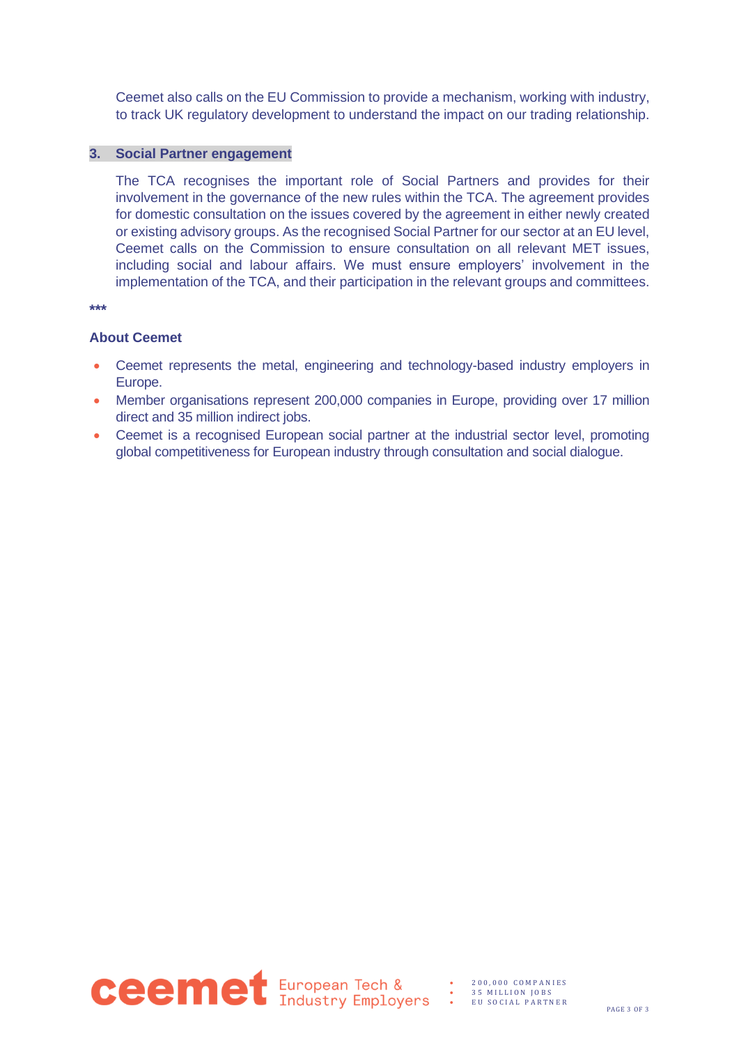Ceemet also calls on the EU Commission to provide a mechanism, working with industry, to track UK regulatory development to understand the impact on our trading relationship.

## 3. Social Partner engagement

The TCA recognises the important role of Social Partners and provides for their involvement in the governance of the new rules within the TCA. The agreement provides for domestic consultation on the issues covered by the agreement in either newly created or existing advisory groups. As the recognised Social Partner for our sector at an EU level, Ceemet calls on the Commission to ensure consultation on all relevant MET issues, including social and labour affairs. We must ensure employers' involvement in the implementation of the TCA, and their participation in the relevant groups and committees.

***

## About Ceemet

- Ceemet represents the metal, engineering and technology-based industry employers in Europe.
- Member organisations represent 200,000 companies in Europe, providing over 17 million direct and 35 million indirect jobs.
- Ceemet is a recognised European social partner at the industrial sector level, promoting global competitiveness for European industry through consultation and social dialogue.